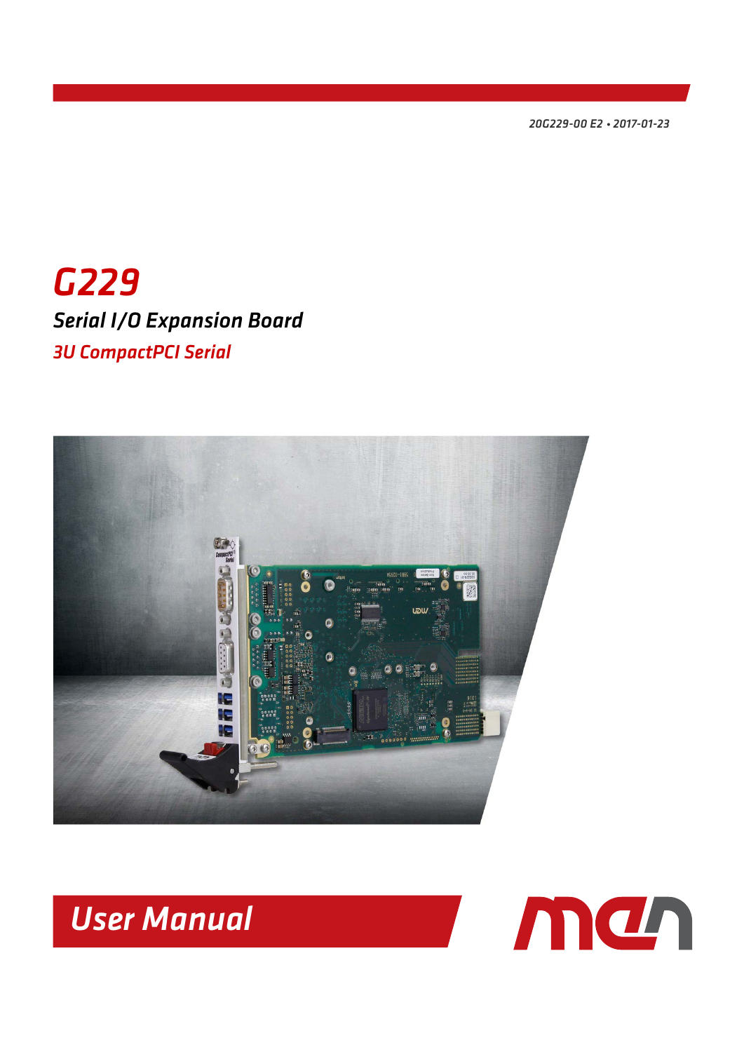20G229-00 E2 • 2017-01-23

# G229

## Serial I/O Expansion Board

### 3U CompactPCI Serial

# User Manual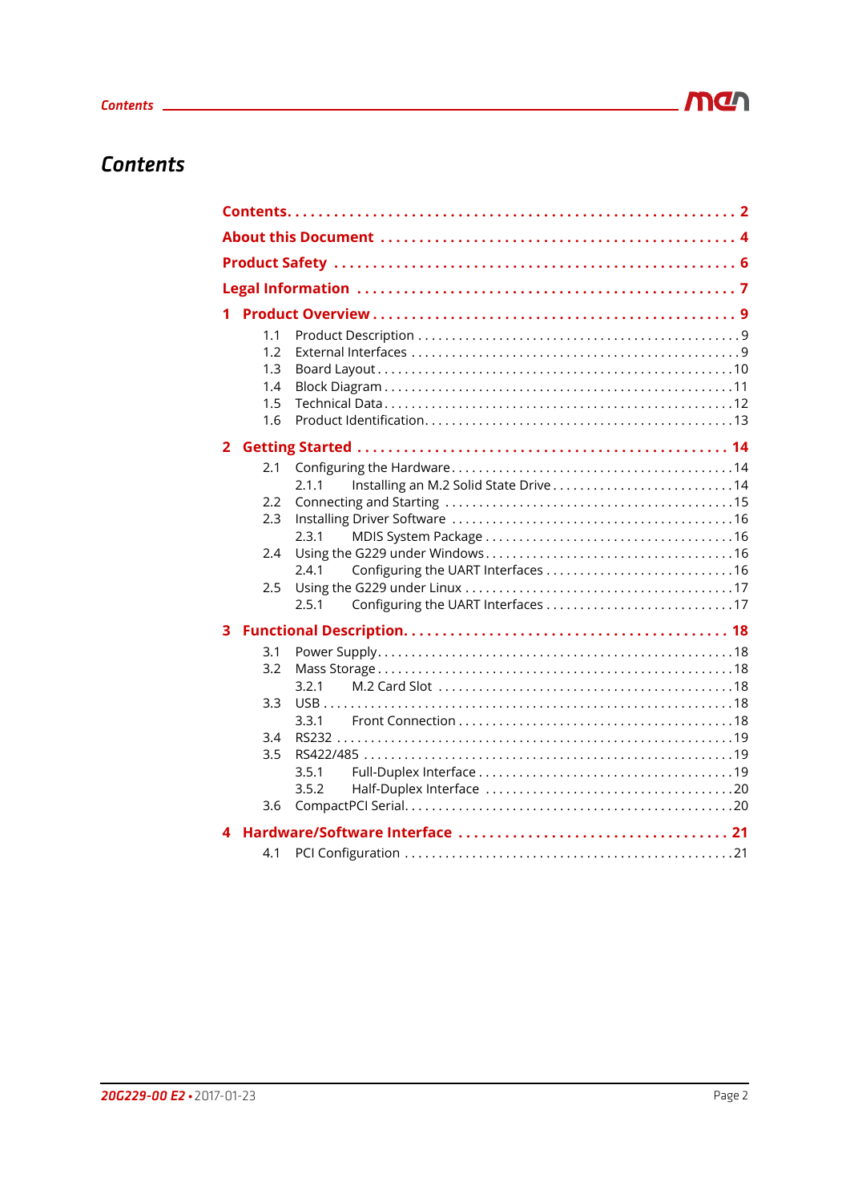# Contents

- **Contents** .......... **2**
- **About this Document** .......... **4**
- **Product Safety** .......... **6**
- **Legal Information** .......... **7**
- **1 Product Overview** .......... **9**
  - 1.1 Product Description .......... 9
  - 1.2 External Interfaces .......... 9
  - 1.3 Board Layout .......... 10
  - 1.4 Block Diagram .......... 11
  - 1.5 Technical Data .......... 12
  - 1.6 Product Identification .......... 13
- **2 Getting Started** .......... **14**
  - 2.1 Configuring the Hardware .......... 14
    - 2.1.1 Installing an M.2 Solid State Drive .......... 14
  - 2.2 Connecting and Starting .......... 15
  - 2.3 Installing Driver Software .......... 16
    - 2.3.1 MDIS System Package .......... 16
  - 2.4 Using the G229 under Windows .......... 16
    - 2.4.1 Configuring the UART Interfaces .......... 16
  - 2.5 Using the G229 under Linux .......... 17
    - 2.5.1 Configuring the UART Interfaces .......... 17
- **3 Functional Description** .......... **18**
  - 3.1 Power Supply .......... 18
  - 3.2 Mass Storage .......... 18
    - 3.2.1 M.2 Card Slot .......... 18
  - 3.3 USB .......... 18
    - 3.3.1 Front Connection .......... 18
  - 3.4 RS232 .......... 19
  - 3.5 RS422/485 .......... 19
    - 3.5.1 Full-Duplex Interface .......... 19
    - 3.5.2 Half-Duplex Interface .......... 20
  - 3.6 CompactPCI Serial .......... 20
- **4 Hardware/Software Interface** .......... **21**
  - 4.1 PCI Configuration .......... 21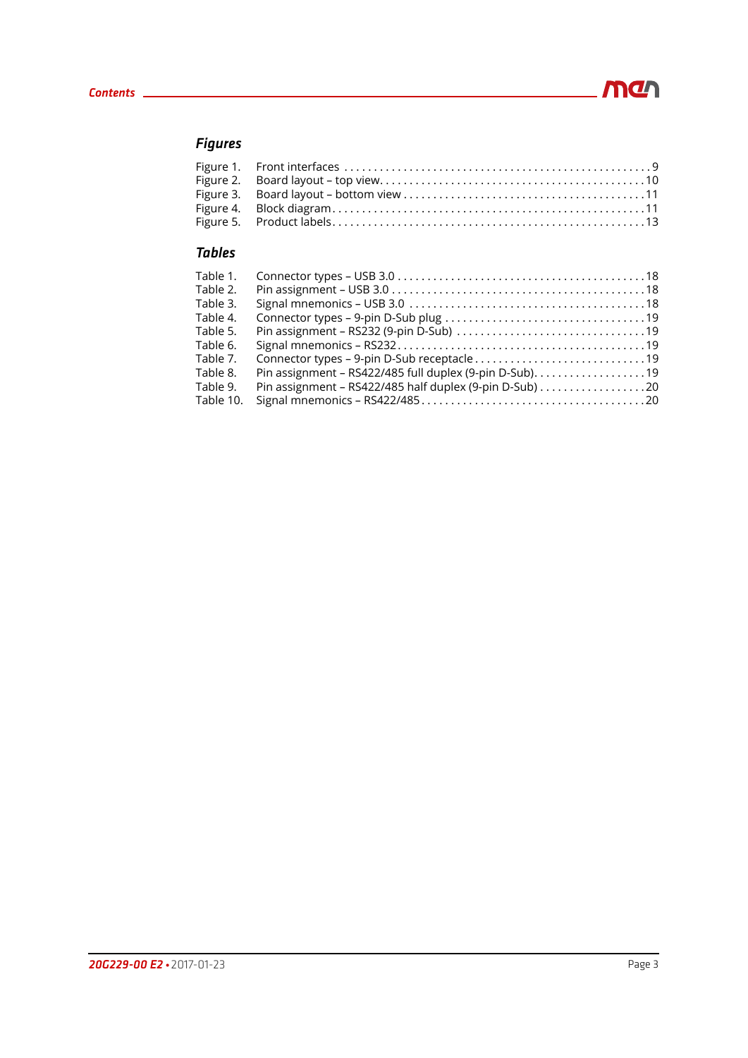## Figures

Figure 1. Front interfaces . . . . . . . . . . . . . . . . . . . . . . . . . . . . . . . . . . . . . . . . . . . . . . . . . . . 9
Figure 2. Board layout – top view. . . . . . . . . . . . . . . . . . . . . . . . . . . . . . . . . . . . . . . . . . . . . 10
Figure 3. Board layout – bottom view . . . . . . . . . . . . . . . . . . . . . . . . . . . . . . . . . . . . . . . . . 11
Figure 4. Block diagram . . . . . . . . . . . . . . . . . . . . . . . . . . . . . . . . . . . . . . . . . . . . . . . . . . . 11
Figure 5. Product labels . . . . . . . . . . . . . . . . . . . . . . . . . . . . . . . . . . . . . . . . . . . . . . . . . . . 13

## Tables

Table 1. Connector types – USB 3.0 . . . . . . . . . . . . . . . . . . . . . . . . . . . . . . . . . . . . . . . . . . 18
Table 2. Pin assignment – USB 3.0 . . . . . . . . . . . . . . . . . . . . . . . . . . . . . . . . . . . . . . . . . . . 18
Table 3. Signal mnemonics – USB 3.0 . . . . . . . . . . . . . . . . . . . . . . . . . . . . . . . . . . . . . . . . 18
Table 4. Connector types – 9-pin D-Sub plug . . . . . . . . . . . . . . . . . . . . . . . . . . . . . . . . . . . 19
Table 5. Pin assignment – RS232 (9-pin D-Sub) . . . . . . . . . . . . . . . . . . . . . . . . . . . . . . . . 19
Table 6. Signal mnemonics – RS232. . . . . . . . . . . . . . . . . . . . . . . . . . . . . . . . . . . . . . . . . . 19
Table 7. Connector types – 9-pin D-Sub receptacle . . . . . . . . . . . . . . . . . . . . . . . . . . . . . 19
Table 8. Pin assignment – RS422/485 full duplex (9-pin D-Sub). . . . . . . . . . . . . . . . . . . 19
Table 9. Pin assignment – RS422/485 half duplex (9-pin D-Sub) . . . . . . . . . . . . . . . . . . 20
Table 10. Signal mnemonics – RS422/485 . . . . . . . . . . . . . . . . . . . . . . . . . . . . . . . . . . . . . . 20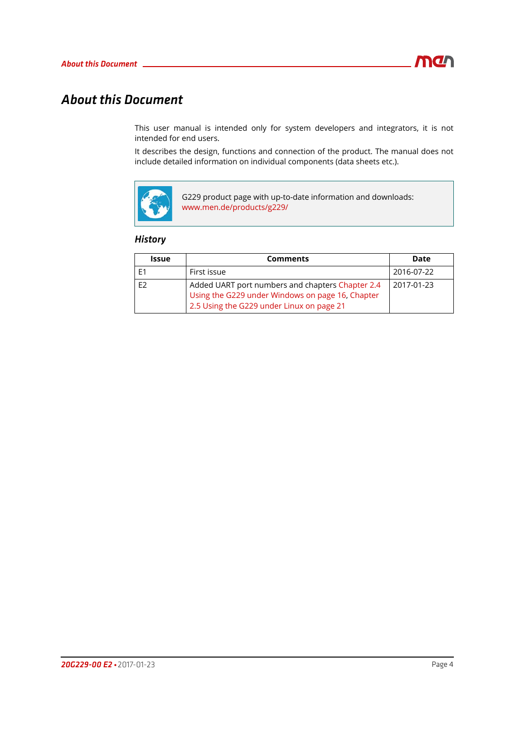# About this Document

This user manual is intended only for system developers and integrators, it is not intended for end users.

It describes the design, functions and connection of the product. The manual does not include detailed information on individual components (data sheets etc.).

G229 product page with up-to-date information and downloads:
www.men.de/products/g229/

### History

| Issue | Comments | Date |
|---|---|---|
| E1 | First issue | 2016-07-22 |
| E2 | Added UART port numbers and chapters Chapter 2.4 Using the G229 under Windows on page 16, Chapter 2.5 Using the G229 under Linux on page 21 | 2017-01-23 |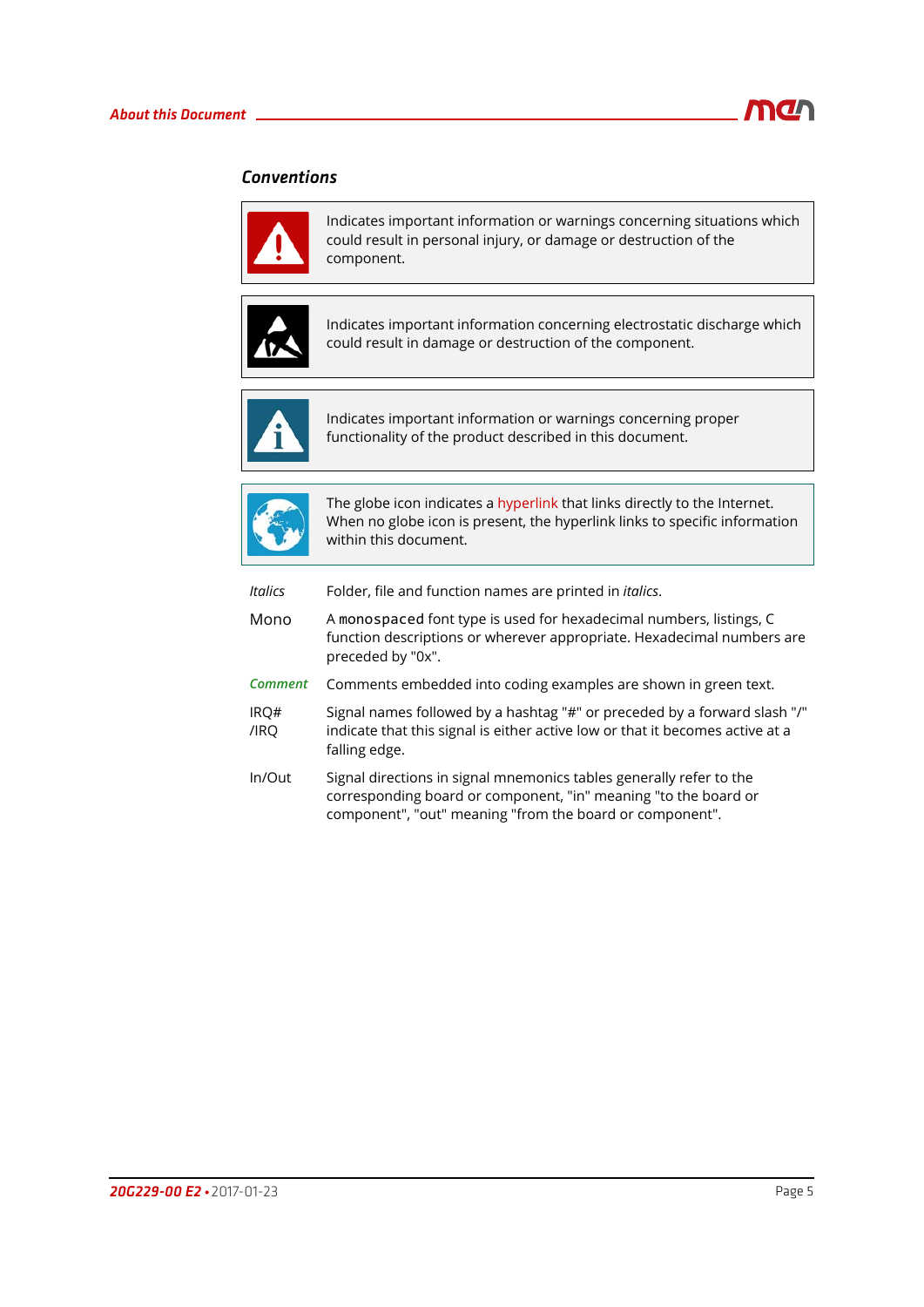## Conventions

Indicates important information or warnings concerning situations which could result in personal injury, or damage or destruction of the component.

Indicates important information concerning electrostatic discharge which could result in damage or destruction of the component.

Indicates important information or warnings concerning proper functionality of the product described in this document.

The globe icon indicates a hyperlink that links directly to the Internet. When no globe icon is present, the hyperlink links to specific information within this document.

| | |
|---|---|
| *Italics* | Folder, file and function names are printed in *italics*. |
| Mono | A `monospaced` font type is used for hexadecimal numbers, listings, C function descriptions or wherever appropriate. Hexadecimal numbers are preceded by "0x". |
| *Comment* | Comments embedded into coding examples are shown in green text. |
| IRQ# /IRQ | Signal names followed by a hashtag "#" or preceded by a forward slash "/" indicate that this signal is either active low or that it becomes active at a falling edge. |
| In/Out | Signal directions in signal mnemonics tables generally refer to the corresponding board or component, "in" meaning "to the board or component", "out" meaning "from the board or component". |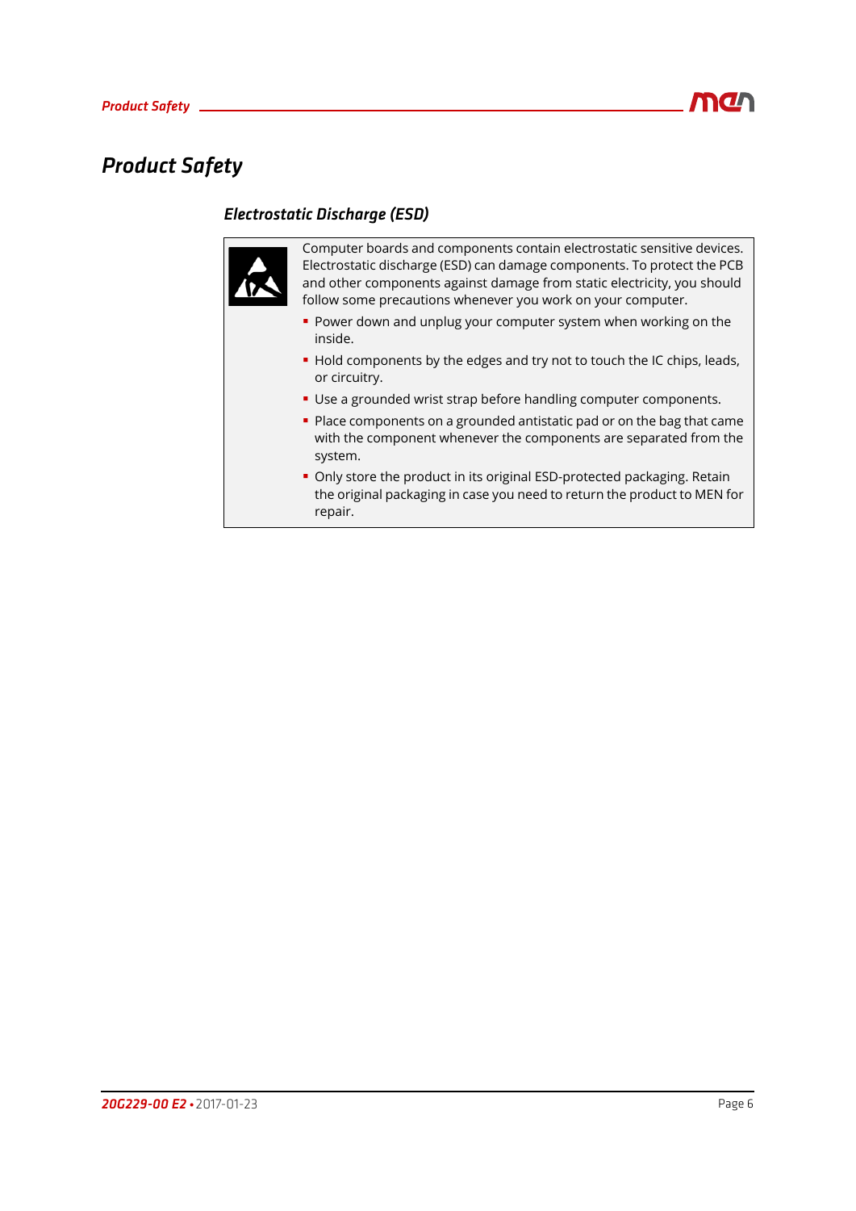# Product Safety

## Electrostatic Discharge (ESD)

Computer boards and components contain electrostatic sensitive devices. Electrostatic discharge (ESD) can damage components. To protect the PCB and other components against damage from static electricity, you should follow some precautions whenever you work on your computer.

- Power down and unplug your computer system when working on the inside.
- Hold components by the edges and try not to touch the IC chips, leads, or circuitry.
- Use a grounded wrist strap before handling computer components.
- Place components on a grounded antistatic pad or on the bag that came with the component whenever the components are separated from the system.
- Only store the product in its original ESD-protected packaging. Retain the original packaging in case you need to return the product to MEN for repair.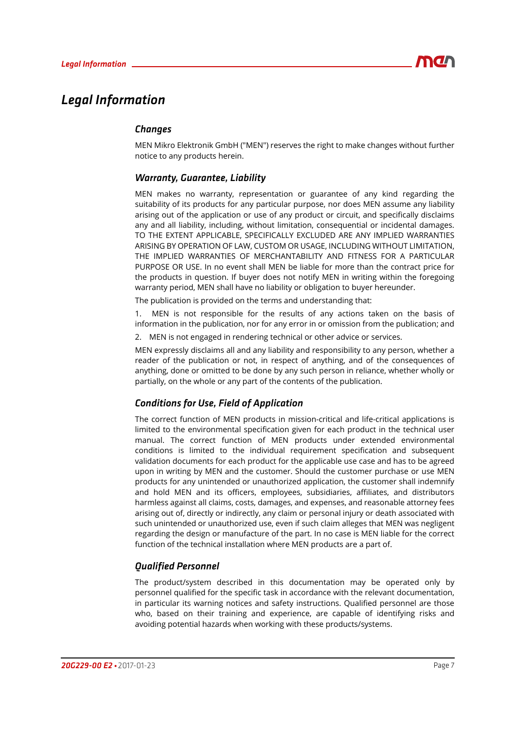# Legal Information

## Changes

MEN Mikro Elektronik GmbH ("MEN") reserves the right to make changes without further notice to any products herein.

## Warranty, Guarantee, Liability

MEN makes no warranty, representation or guarantee of any kind regarding the suitability of its products for any particular purpose, nor does MEN assume any liability arising out of the application or use of any product or circuit, and specifically disclaims any and all liability, including, without limitation, consequential or incidental damages. TO THE EXTENT APPLICABLE, SPECIFICALLY EXCLUDED ARE ANY IMPLIED WARRANTIES ARISING BY OPERATION OF LAW, CUSTOM OR USAGE, INCLUDING WITHOUT LIMITATION, THE IMPLIED WARRANTIES OF MERCHANTABILITY AND FITNESS FOR A PARTICULAR PURPOSE OR USE. In no event shall MEN be liable for more than the contract price for the products in question. If buyer does not notify MEN in writing within the foregoing warranty period, MEN shall have no liability or obligation to buyer hereunder.

The publication is provided on the terms and understanding that:

1. MEN is not responsible for the results of any actions taken on the basis of information in the publication, nor for any error in or omission from the publication; and
2. MEN is not engaged in rendering technical or other advice or services.

MEN expressly disclaims all and any liability and responsibility to any person, whether a reader of the publication or not, in respect of anything, and of the consequences of anything, done or omitted to be done by any such person in reliance, whether wholly or partially, on the whole or any part of the contents of the publication.

## Conditions for Use, Field of Application

The correct function of MEN products in mission-critical and life-critical applications is limited to the environmental specification given for each product in the technical user manual. The correct function of MEN products under extended environmental conditions is limited to the individual requirement specification and subsequent validation documents for each product for the applicable use case and has to be agreed upon in writing by MEN and the customer. Should the customer purchase or use MEN products for any unintended or unauthorized application, the customer shall indemnify and hold MEN and its officers, employees, subsidiaries, affiliates, and distributors harmless against all claims, costs, damages, and expenses, and reasonable attorney fees arising out of, directly or indirectly, any claim or personal injury or death associated with such unintended or unauthorized use, even if such claim alleges that MEN was negligent regarding the design or manufacture of the part. In no case is MEN liable for the correct function of the technical installation where MEN products are a part of.

## Qualified Personnel

The product/system described in this documentation may be operated only by personnel qualified for the specific task in accordance with the relevant documentation, in particular its warning notices and safety instructions. Qualified personnel are those who, based on their training and experience, are capable of identifying risks and avoiding potential hazards when working with these products/systems.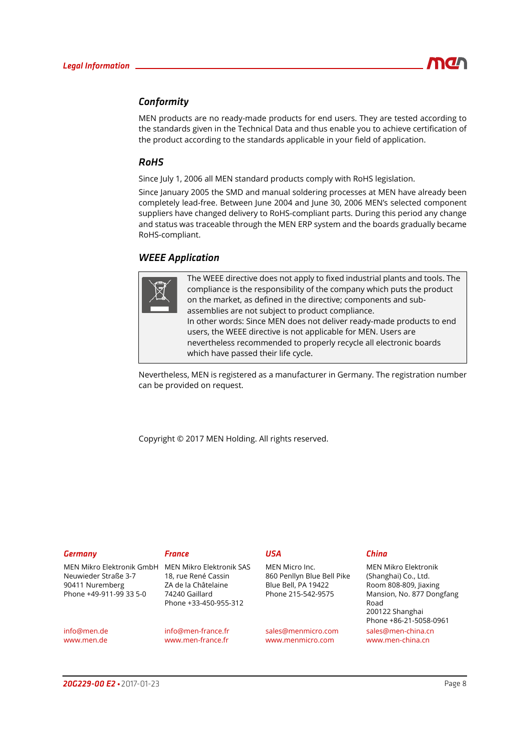## Conformity

MEN products are no ready-made products for end users. They are tested according to the standards given in the Technical Data and thus enable you to achieve certification of the product according to the standards applicable in your field of application.

## RoHS

Since July 1, 2006 all MEN standard products comply with RoHS legislation.

Since January 2005 the SMD and manual soldering processes at MEN have already been completely lead-free. Between June 2004 and June 30, 2006 MEN's selected component suppliers have changed delivery to RoHS-compliant parts. During this period any change and status was traceable through the MEN ERP system and the boards gradually became RoHS-compliant.

## WEEE Application

The WEEE directive does not apply to fixed industrial plants and tools. The compliance is the responsibility of the company which puts the product on the market, as defined in the directive; components and sub-assemblies are not subject to product compliance.
In other words: Since MEN does not deliver ready-made products to end users, the WEEE directive is not applicable for MEN. Users are nevertheless recommended to properly recycle all electronic boards which have passed their life cycle.

Nevertheless, MEN is registered as a manufacturer in Germany. The registration number can be provided on request.

Copyright © 2017 MEN Holding. All rights reserved.

### Germany

MEN Mikro Elektronik GmbH
Neuwieder Straße 3-7
90411 Nuremberg
Phone +49-911-99 33 5-0

info@men.de
www.men.de

### France

MEN Mikro Elektronik SAS
18, rue René Cassin
ZA de la Châtelaine
74240 Gaillard
Phone +33-450-955-312

info@men-france.fr
www.men-france.fr

### USA

MEN Micro Inc.
860 Penllyn Blue Bell Pike
Blue Bell, PA 19422
Phone 215-542-9575

sales@menmicro.com
www.menmicro.com

### China

MEN Mikro Elektronik (Shanghai) Co., Ltd.
Room 808-809, Jiaxing Mansion, No. 877 Dongfang Road
200122 Shanghai
Phone +86-21-5058-0961

sales@men-china.cn
www.men-china.cn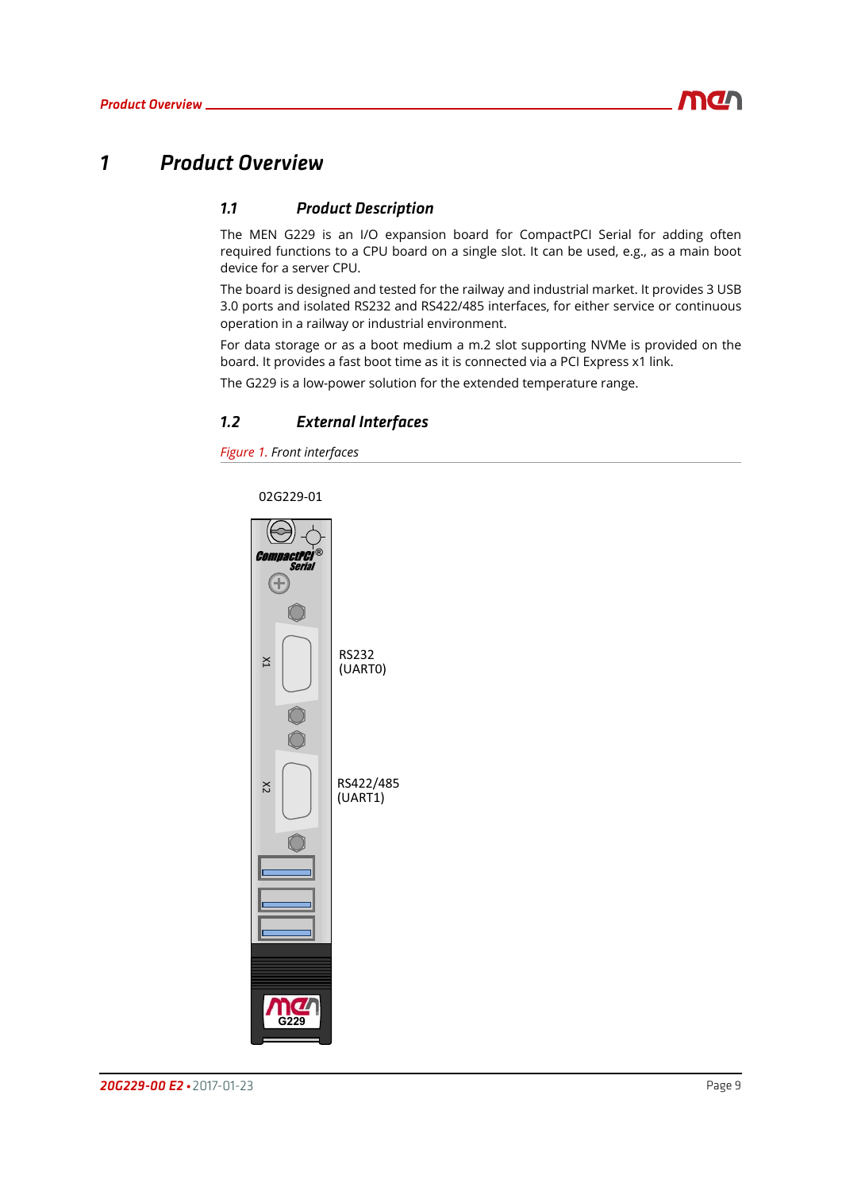# 1 Product Overview

## 1.1 Product Description

The MEN G229 is an I/O expansion board for CompactPCI Serial for adding often required functions to a CPU board on a single slot. It can be used, e.g., as a main boot device for a server CPU.

The board is designed and tested for the railway and industrial market. It provides 3 USB 3.0 ports and isolated RS232 and RS422/485 interfaces, for either service or continuous operation in a railway or industrial environment.

For data storage or as a boot medium a m.2 slot supporting NVMe is provided on the board. It provides a fast boot time as it is connected via a PCI Express x1 link.

The G229 is a low-power solution for the extended temperature range.

## 1.2 External Interfaces

*Figure 1. Front interfaces*

02G229-01

X1 RS232 (UART0)

X2 RS422/485 (UART1)

G229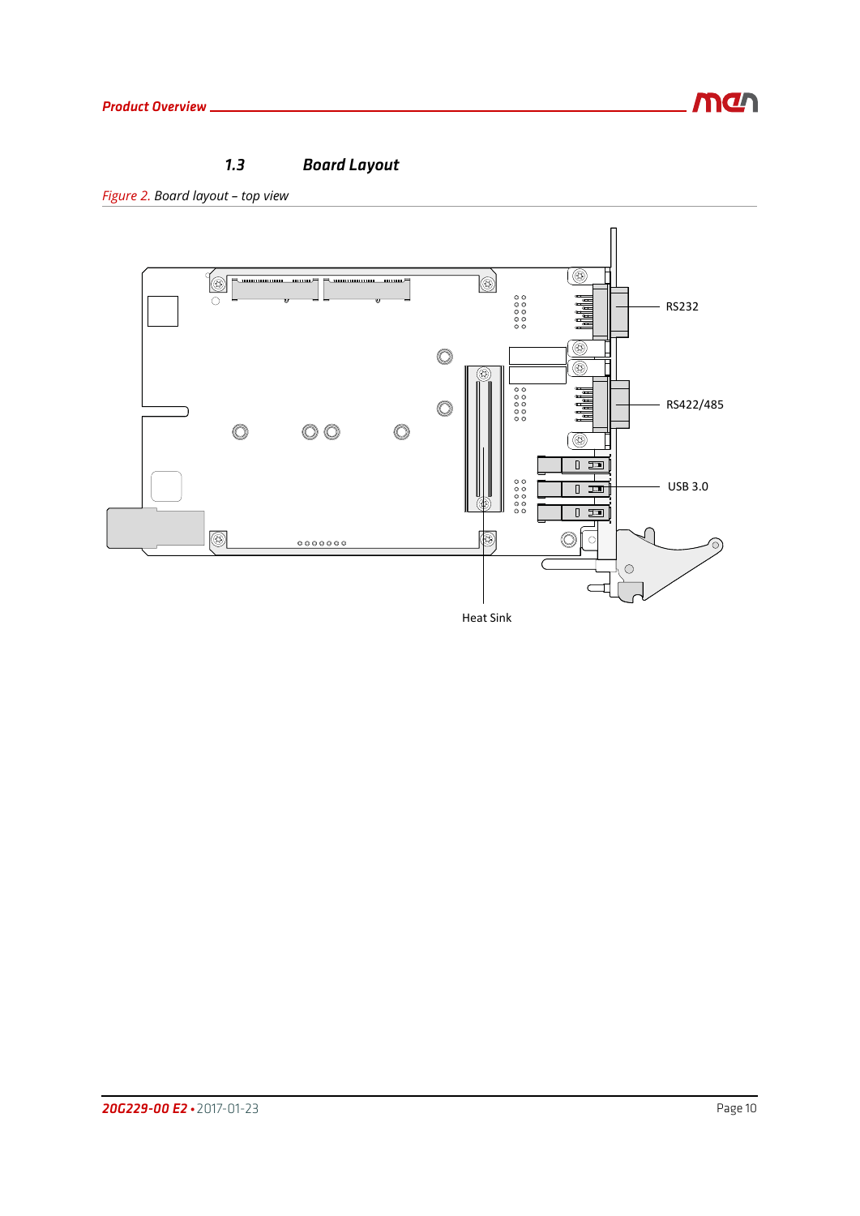## 1.3 Board Layout

*Figure 2. Board layout – top view*

RS232

RS422/485

USB 3.0

Heat Sink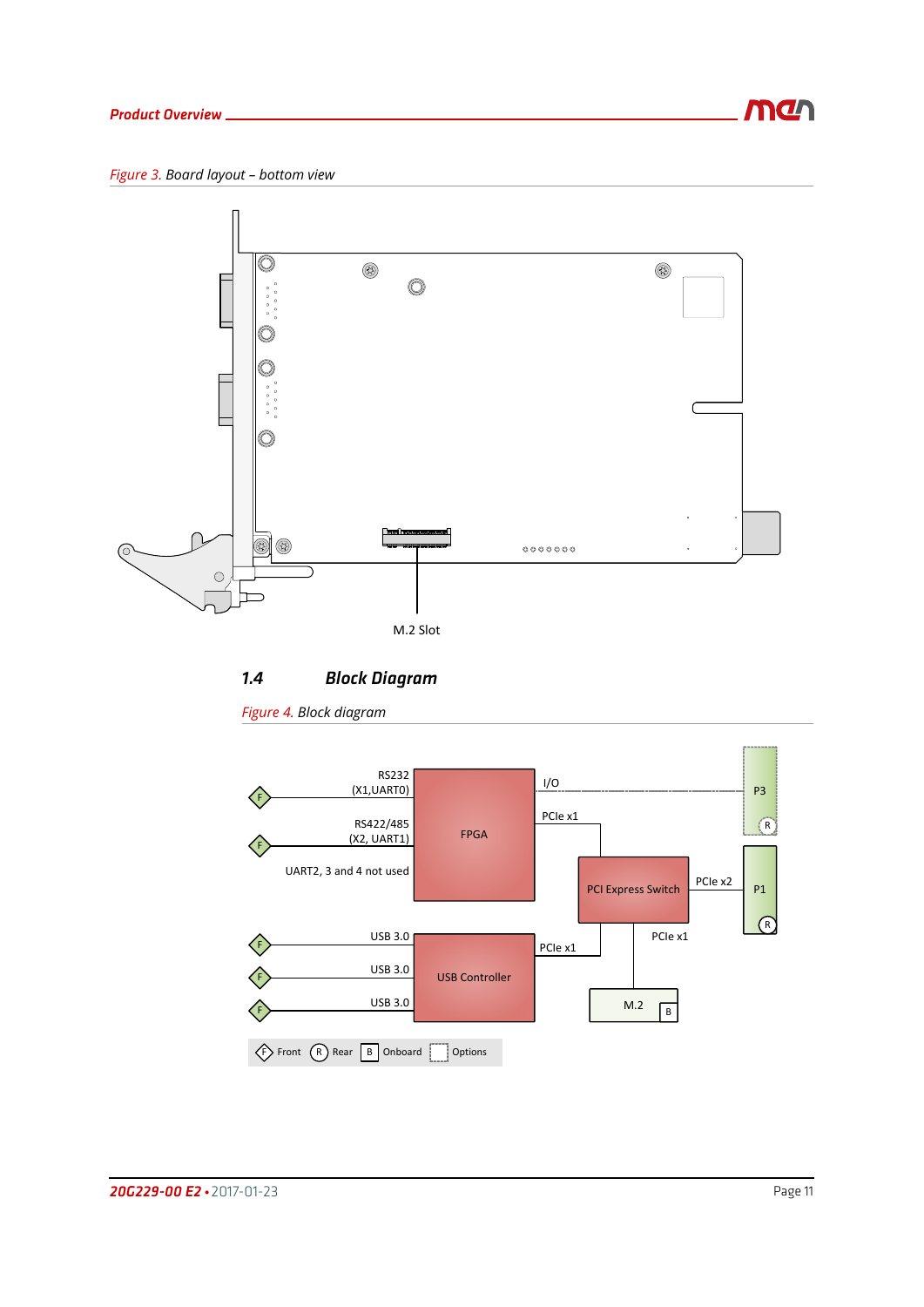*Figure 3. Board layout – bottom view*

M.2 Slot

### 1.4 Block Diagram

*Figure 4. Block diagram*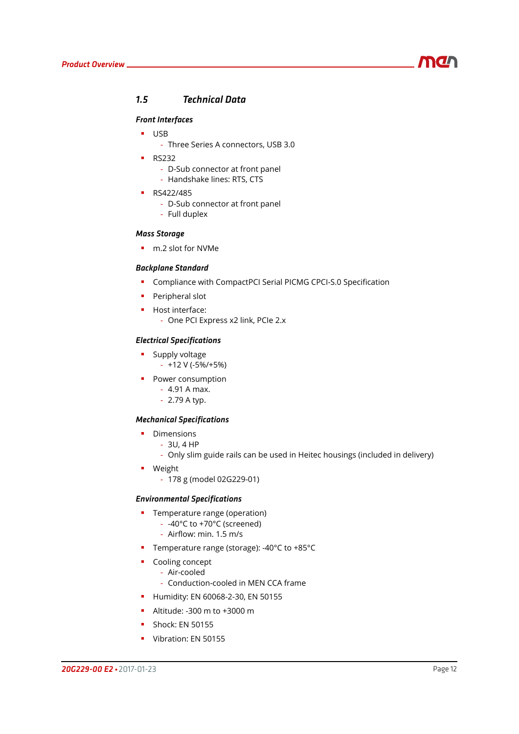## 1.5 Technical Data

### Front Interfaces

- USB
  - Three Series A connectors, USB 3.0
- RS232
  - D-Sub connector at front panel
  - Handshake lines: RTS, CTS
- RS422/485
  - D-Sub connector at front panel
  - Full duplex

### Mass Storage

- m.2 slot for NVMe

### Backplane Standard

- Compliance with CompactPCI Serial PICMG CPCI-S.0 Specification
- Peripheral slot
- Host interface:
  - One PCI Express x2 link, PCIe 2.x

### Electrical Specifications

- Supply voltage
  - +12 V (-5%/+5%)
- Power consumption
  - 4.91 A max.
  - 2.79 A typ.

### Mechanical Specifications

- Dimensions
  - 3U, 4 HP
  - Only slim guide rails can be used in Heitec housings (included in delivery)
- Weight
  - 178 g (model 02G229-01)

### Environmental Specifications

- Temperature range (operation)
  - -40°C to +70°C (screened)
  - Airflow: min. 1.5 m/s
- Temperature range (storage): -40°C to +85°C
- Cooling concept
  - Air-cooled
  - Conduction-cooled in MEN CCA frame
- Humidity: EN 60068-2-30, EN 50155
- Altitude: -300 m to +3000 m
- Shock: EN 50155
- Vibration: EN 50155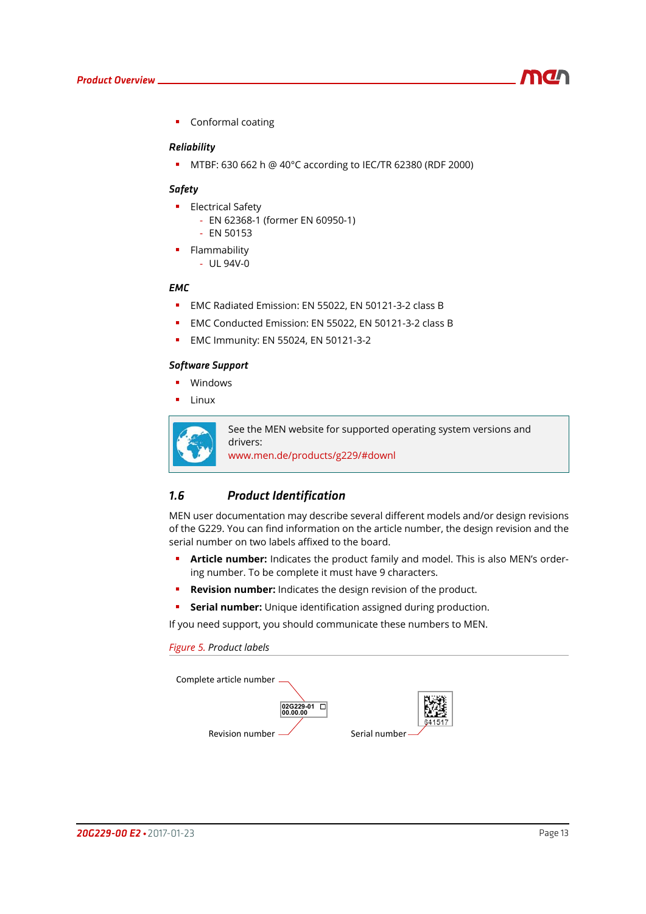- Conformal coating

### Reliability

- MTBF: 630 662 h @ 40°C according to IEC/TR 62380 (RDF 2000)

### Safety

- Electrical Safety
  - EN 62368-1 (former EN 60950-1)
  - EN 50153
- Flammability
  - UL 94V-0

### EMC

- EMC Radiated Emission: EN 55022, EN 50121-3-2 class B
- EMC Conducted Emission: EN 55022, EN 50121-3-2 class B
- EMC Immunity: EN 55024, EN 50121-3-2

### Software Support

- Windows
- Linux

> See the MEN website for supported operating system versions and drivers:
> www.men.de/products/g229/#downl

## 1.6 Product Identification

MEN user documentation may describe several different models and/or design revisions of the G229. You can find information on the article number, the design revision and the serial number on two labels affixed to the board.

- **Article number:** Indicates the product family and model. This is also MEN's ordering number. To be complete it must have 9 characters.
- **Revision number:** Indicates the design revision of the product.
- **Serial number:** Unique identification assigned during production.

If you need support, you should communicate these numbers to MEN.

*Figure 5. Product labels*

Complete article number: 02G229-01

Revision number: 00.00.00

Serial number: 641517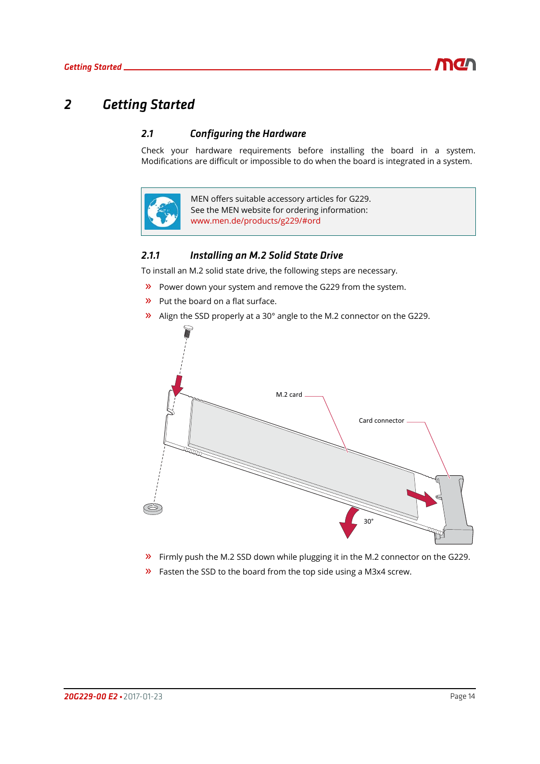# 2 Getting Started

## 2.1 Configuring the Hardware

Check your hardware requirements before installing the board in a system. Modifications are difficult or impossible to do when the board is integrated in a system.

> MEN offers suitable accessory articles for G229.
> See the MEN website for ordering information:
> www.men.de/products/g229/#ord

### 2.1.1 Installing an M.2 Solid State Drive

To install an M.2 solid state drive, the following steps are necessary.

- Power down your system and remove the G229 from the system.
- Put the board on a flat surface.
- Align the SSD properly at a 30° angle to the M.2 connector on the G229.

M.2 card

Card connector

30°

- Firmly push the M.2 SSD down while plugging it in the M.2 connector on the G229.
- Fasten the SSD to the board from the top side using a M3x4 screw.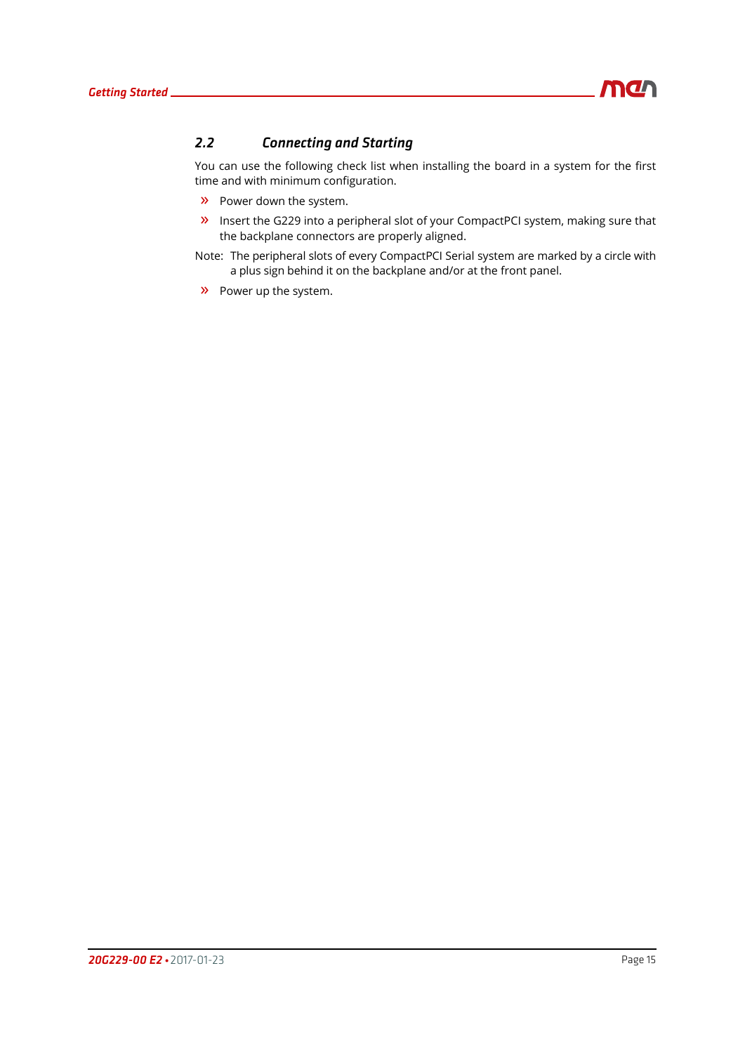## 2.2 Connecting and Starting

You can use the following check list when installing the board in a system for the first time and with minimum configuration.

- Power down the system.
- Insert the G229 into a peripheral slot of your CompactPCI system, making sure that the backplane connectors are properly aligned.

Note: The peripheral slots of every CompactPCI Serial system are marked by a circle with a plus sign behind it on the backplane and/or at the front panel.

- Power up the system.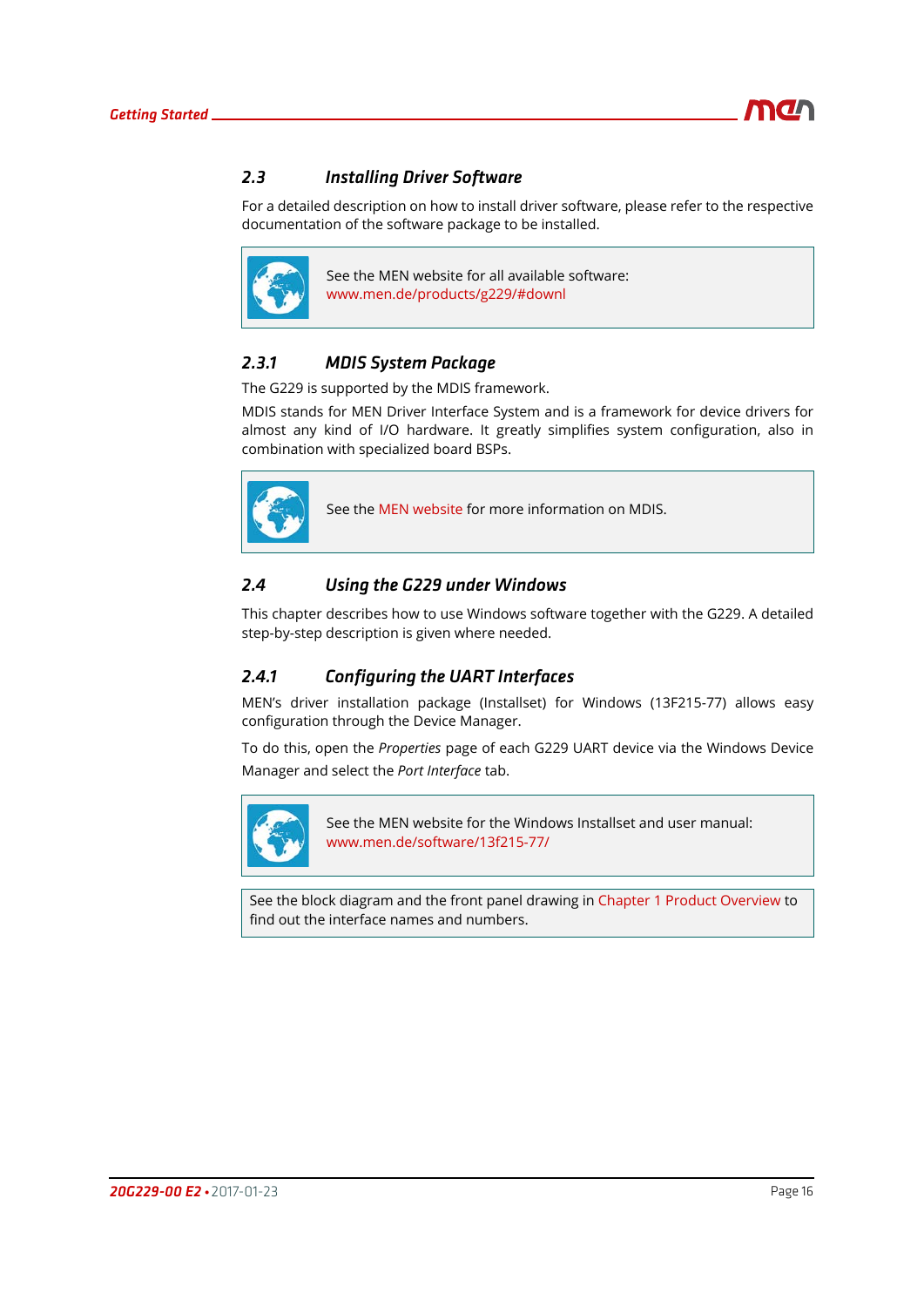## 2.3 Installing Driver Software

For a detailed description on how to install driver software, please refer to the respective documentation of the software package to be installed.

> See the MEN website for all available software:
> www.men.de/products/g229/#downl

### 2.3.1 MDIS System Package

The G229 is supported by the MDIS framework.

MDIS stands for MEN Driver Interface System and is a framework for device drivers for almost any kind of I/O hardware. It greatly simplifies system configuration, also in combination with specialized board BSPs.

> See the MEN website for more information on MDIS.

## 2.4 Using the G229 under Windows

This chapter describes how to use Windows software together with the G229. A detailed step-by-step description is given where needed.

### 2.4.1 Configuring the UART Interfaces

MEN's driver installation package (Installset) for Windows (13F215-77) allows easy configuration through the Device Manager.

To do this, open the *Properties* page of each G229 UART device via the Windows Device Manager and select the *Port Interface* tab.

> See the MEN website for the Windows Installset and user manual:
> www.men.de/software/13f215-77/

> See the block diagram and the front panel drawing in Chapter 1 Product Overview to find out the interface names and numbers.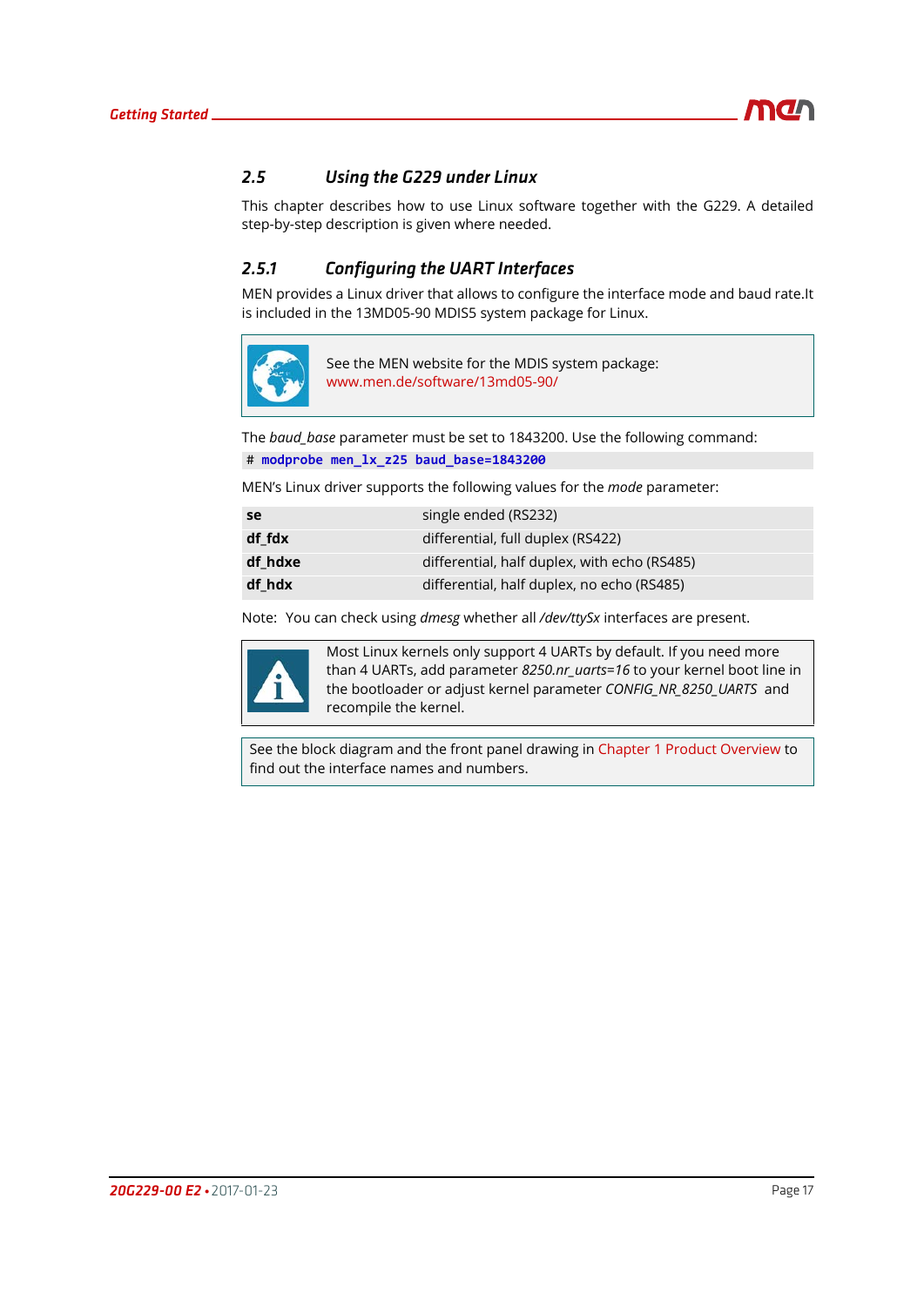## 2.5 Using the G229 under Linux

This chapter describes how to use Linux software together with the G229. A detailed step-by-step description is given where needed.

### 2.5.1 Configuring the UART Interfaces

MEN provides a Linux driver that allows to configure the interface mode and baud rate.It is included in the 13MD05-90 MDIS5 system package for Linux.

> See the MEN website for the MDIS system package:
> www.men.de/software/13md05-90/

The *baud_base* parameter must be set to 1843200. Use the following command:

```
# modprobe men_lx_z25 baud_base=1843200
```

MEN's Linux driver supports the following values for the *mode* parameter:

| | |
|---|---|
| **se** | single ended (RS232) |
| **df_fdx** | differential, full duplex (RS422) |
| **df_hdxe** | differential, half duplex, with echo (RS485) |
| **df_hdx** | differential, half duplex, no echo (RS485) |

Note: You can check using *dmesg* whether all */dev/ttySx* interfaces are present.

> Most Linux kernels only support 4 UARTs by default. If you need more than 4 UARTs, add parameter *8250.nr_uarts=16* to your kernel boot line in the bootloader or adjust kernel parameter *CONFIG_NR_8250_UARTS* and recompile the kernel.

> See the block diagram and the front panel drawing in Chapter 1 Product Overview to find out the interface names and numbers.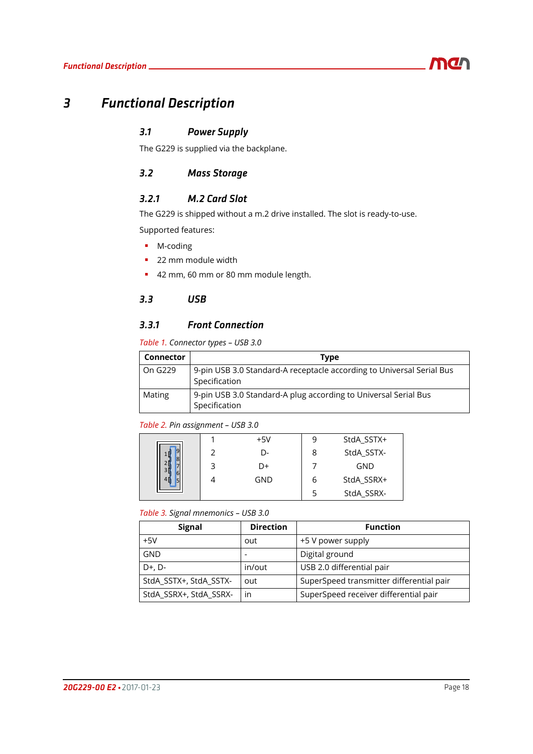# 3 Functional Description

## 3.1 Power Supply

The G229 is supplied via the backplane.

## 3.2 Mass Storage

### 3.2.1 M.2 Card Slot

The G229 is shipped without a m.2 drive installed. The slot is ready-to-use.

Supported features:

- M-coding
- 22 mm module width
- 42 mm, 60 mm or 80 mm module length.

## 3.3 USB

### 3.3.1 Front Connection

*Table 1. Connector types – USB 3.0*

| Connector | Type |
|---|---|
| On G229 | 9-pin USB 3.0 Standard-A receptacle according to Universal Serial Bus Specification |
| Mating | 9-pin USB 3.0 Standard-A plug according to Universal Serial Bus Specification |

*Table 2. Pin assignment – USB 3.0*

| | | | | |
|---|---|---|---|---|
| | 1 | +5V | 9 | StdA_SSTX+ |
| | 2 | D- | 8 | StdA_SSTX- |
| | 3 | D+ | 7 | GND |
| | 4 | GND | 6 | StdA_SSRX+ |
| | | | 5 | StdA_SSRX- |

*Table 3. Signal mnemonics – USB 3.0*

| Signal | Direction | Function |
|---|---|---|
| +5V | out | +5 V power supply |
| GND | - | Digital ground |
| D+, D- | in/out | USB 2.0 differential pair |
| StdA_SSTX+, StdA_SSTX- | out | SuperSpeed transmitter differential pair |
| StdA_SSRX+, StdA_SSRX- | in | SuperSpeed receiver differential pair |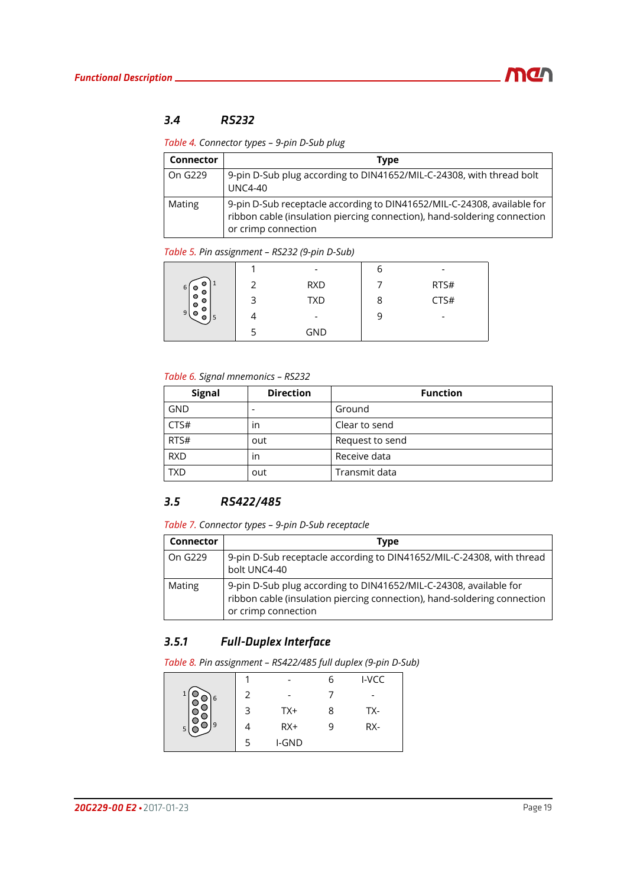## 3.4 RS232

Table 4. Connector types – 9-pin D-Sub plug

| Connector | Type |
|---|---|
| On G229 | 9-pin D-Sub plug according to DIN41652/MIL-C-24308, with thread bolt UNC4-40 |
| Mating | 9-pin D-Sub receptacle according to DIN41652/MIL-C-24308, available for ribbon cable (insulation piercing connection), hand-soldering connection or crimp connection |

Table 5. Pin assignment – RS232 (9-pin D-Sub)

| | | | | |
|---|---|---|---|---|
| | 1 | - | 6 | - |
| | 2 | RXD | 7 | RTS# |
| | 3 | TXD | 8 | CTS# |
| | 4 | - | 9 | - |
| | 5 | GND | | |

Table 6. Signal mnemonics – RS232

| Signal | Direction | Function |
|---|---|---|
| GND | - | Ground |
| CTS# | in | Clear to send |
| RTS# | out | Request to send |
| RXD | in | Receive data |
| TXD | out | Transmit data |

## 3.5 RS422/485

Table 7. Connector types – 9-pin D-Sub receptacle

| Connector | Type |
|---|---|
| On G229 | 9-pin D-Sub receptacle according to DIN41652/MIL-C-24308, with thread bolt UNC4-40 |
| Mating | 9-pin D-Sub plug according to DIN41652/MIL-C-24308, available for ribbon cable (insulation piercing connection), hand-soldering connection or crimp connection |

### 3.5.1 Full-Duplex Interface

Table 8. Pin assignment – RS422/485 full duplex (9-pin D-Sub)

| | | | | |
|---|---|---|---|---|
| | 1 | - | 6 | I-VCC |
| | 2 | - | 7 | - |
| | 3 | TX+ | 8 | TX- |
| | 4 | RX+ | 9 | RX- |
| | 5 | I-GND | | |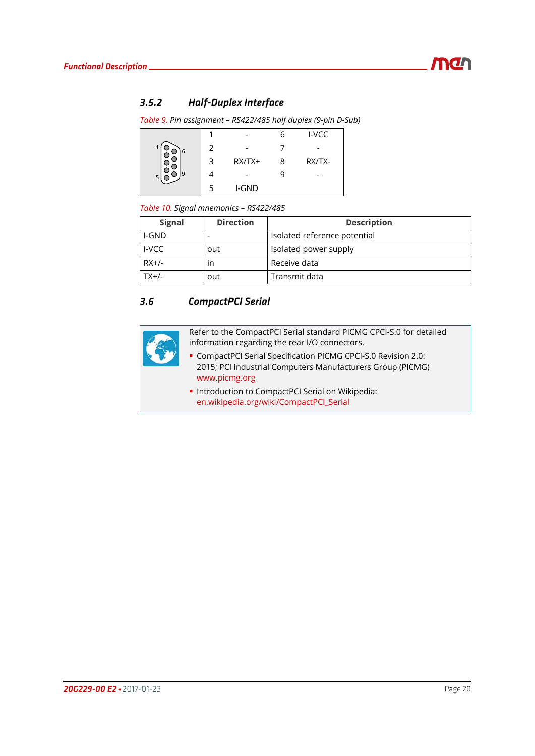### 3.5.2 Half-Duplex Interface

*Table 9. Pin assignment – RS422/485 half duplex (9-pin D-Sub)*

| | | | | |
|---|---|---|---|---|
| | 1 | - | 6 | I-VCC |
| | 2 | - | 7 | - |
| | 3 | RX/TX+ | 8 | RX/TX- |
| | 4 | - | 9 | - |
| | 5 | I-GND | | |

*Table 10. Signal mnemonics – RS422/485*

| Signal | Direction | Description |
|---|---|---|
| I-GND | - | Isolated reference potential |
| I-VCC | out | Isolated power supply |
| RX+/- | in | Receive data |
| TX+/- | out | Transmit data |

## 3.6 CompactPCI Serial

Refer to the CompactPCI Serial standard PICMG CPCI-S.0 for detailed information regarding the rear I/O connectors.

- CompactPCI Serial Specification PICMG CPCI-S.0 Revision 2.0: 2015; PCI Industrial Computers Manufacturers Group (PICMG) www.picmg.org
- Introduction to CompactPCI Serial on Wikipedia: en.wikipedia.org/wiki/CompactPCI_Serial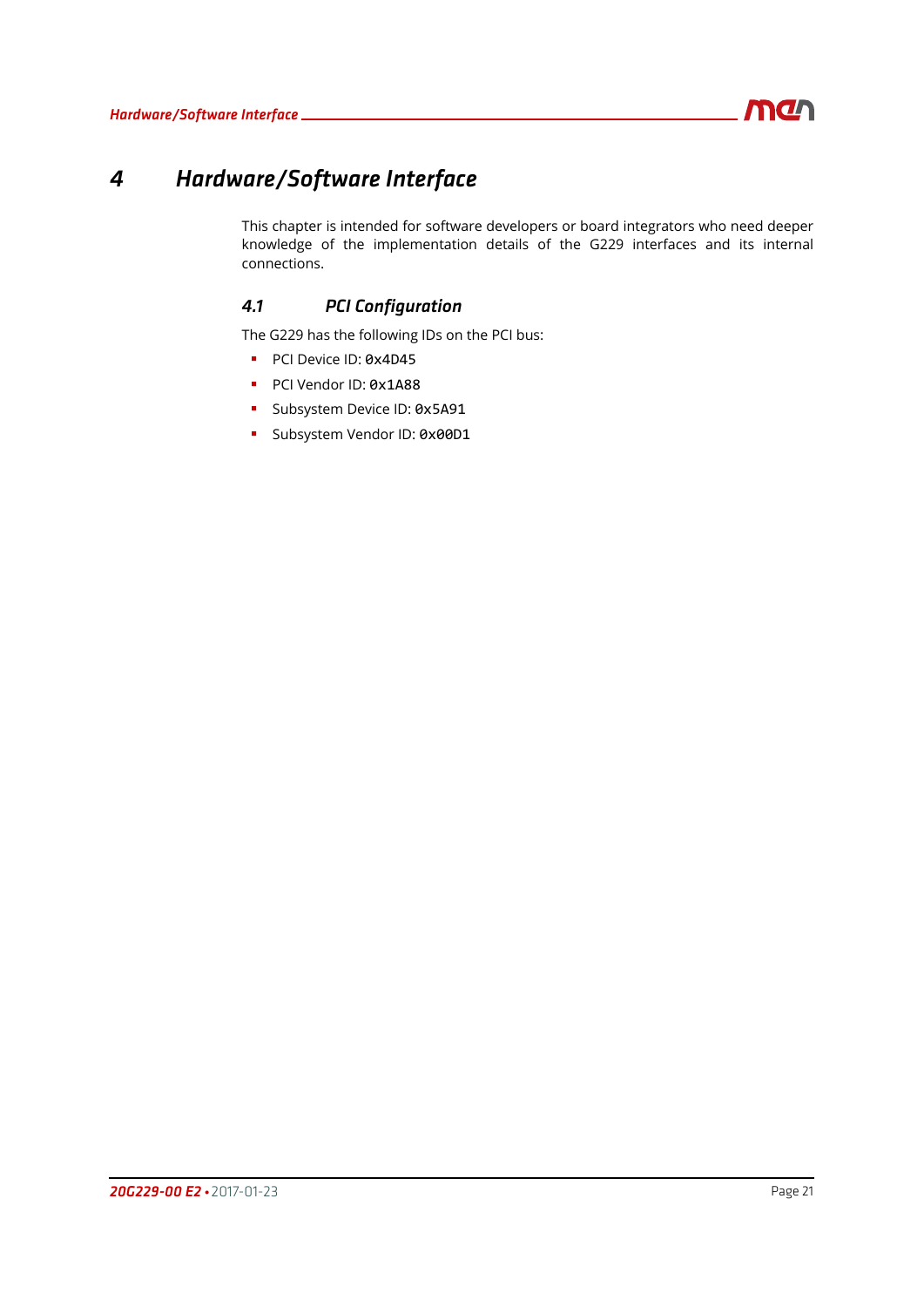# 4 Hardware/Software Interface

This chapter is intended for software developers or board integrators who need deeper knowledge of the implementation details of the G229 interfaces and its internal connections.

## 4.1 PCI Configuration

The G229 has the following IDs on the PCI bus:

- PCI Device ID: `0x4D45`
- PCI Vendor ID: `0x1A88`
- Subsystem Device ID: `0x5A91`
- Subsystem Vendor ID: `0x00D1`